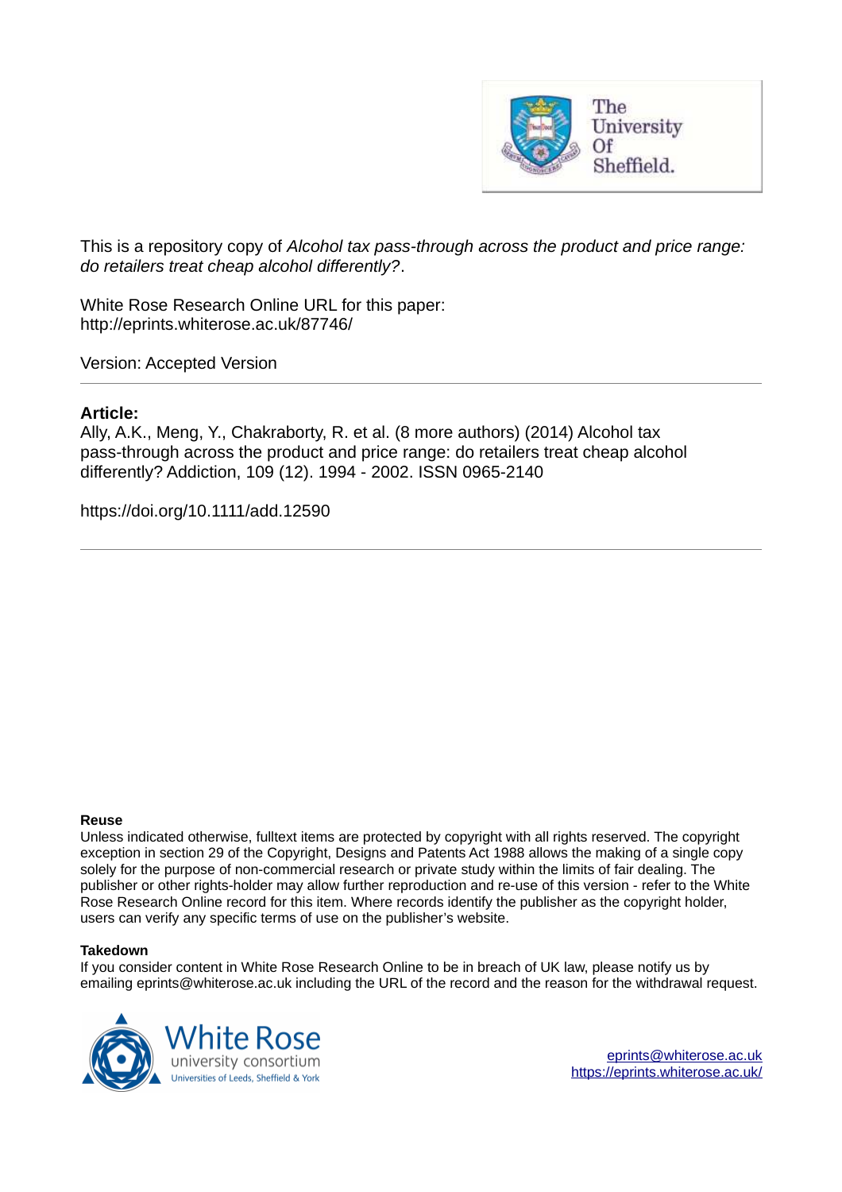This is a repository copy of *Alcohol tax pass-through across the product and price range: do retailers treat cheap alcohol differently?*.

White Rose Research Online URL for this paper:
http://eprints.whiterose.ac.uk/87746/

Version: Accepted Version

---

**Article:**

Ally, A.K., Meng, Y., Chakraborty, R. et al. (8 more authors) (2014) Alcohol tax pass-through across the product and price range: do retailers treat cheap alcohol differently? Addiction, 109 (12). 1994 - 2002. ISSN 0965-2140

https://doi.org/10.1111/add.12590

---

**Reuse**

Unless indicated otherwise, fulltext items are protected by copyright with all rights reserved. The copyright exception in section 29 of the Copyright, Designs and Patents Act 1988 allows the making of a single copy solely for the purpose of non-commercial research or private study within the limits of fair dealing. The publisher or other rights-holder may allow further reproduction and re-use of this version - refer to the White Rose Research Online record for this item. Where records identify the publisher as the copyright holder, users can verify any specific terms of use on the publisher's website.

**Takedown**

If you consider content in White Rose Research Online to be in breach of UK law, please notify us by emailing eprints@whiterose.ac.uk including the URL of the record and the reason for the withdrawal request.

eprints@whiterose.ac.uk
https://eprints.whiterose.ac.uk/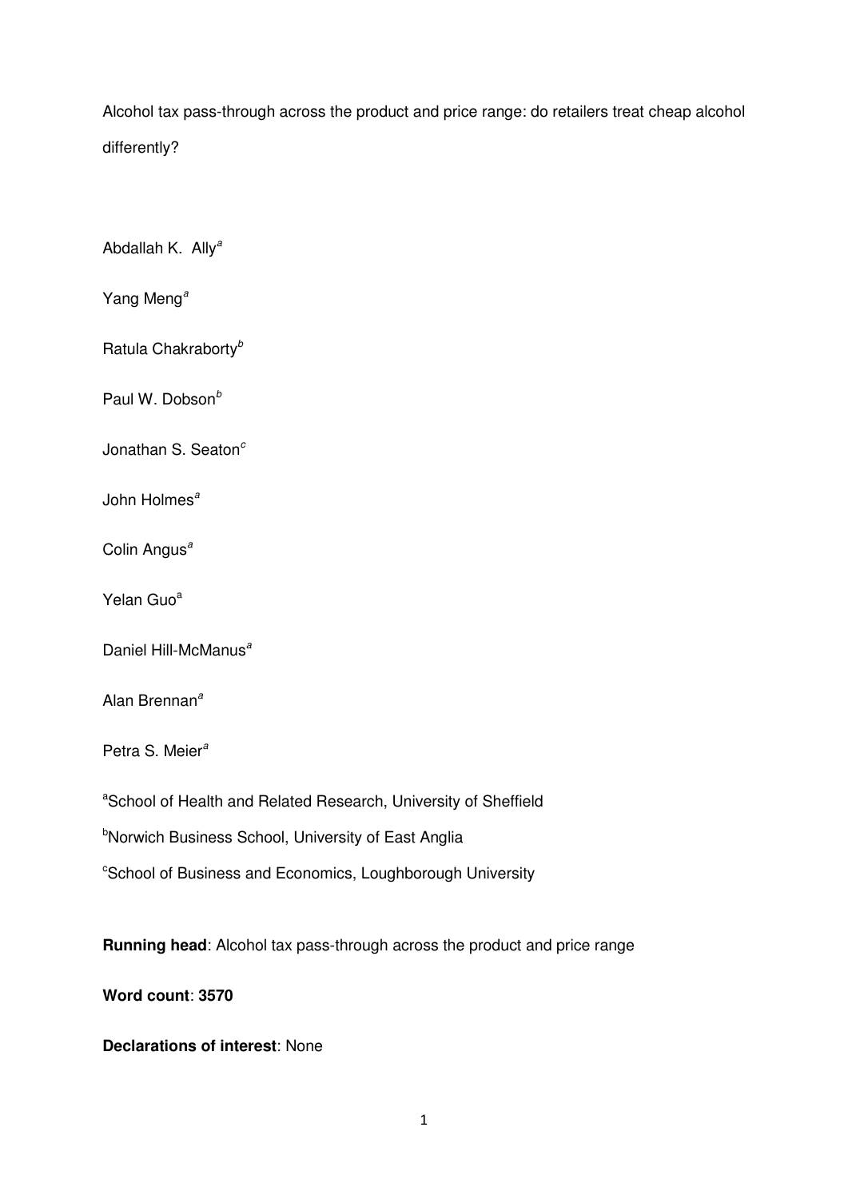Alcohol tax pass-through across the product and price range: do retailers treat cheap alcohol differently?

Abdallah K. Ally[a]

Yang Meng[a]

Ratula Chakraborty[b]

Paul W. Dobson[b]

Jonathan S. Seaton[c]

John Holmes[a]

Colin Angus[a]

Yelan Guo[a]

Daniel Hill-McManus[a]

Alan Brennan[a]

Petra S. Meier[a]

[a]School of Health and Related Research, University of Sheffield

[b]Norwich Business School, University of East Anglia

[c]School of Business and Economics, Loughborough University

**Running head**: Alcohol tax pass-through across the product and price range

**Word count**: **3570**

**Declarations of interest**: None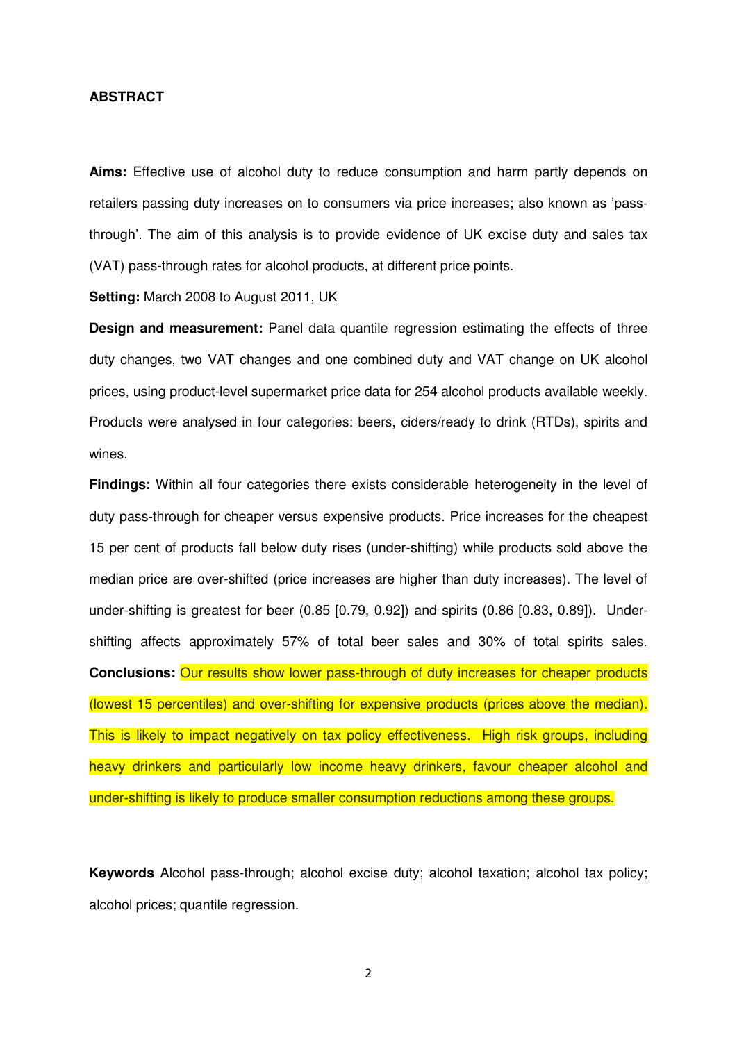**ABSTRACT**

**Aims:** Effective use of alcohol duty to reduce consumption and harm partly depends on retailers passing duty increases on to consumers via price increases; also known as 'pass-through'. The aim of this analysis is to provide evidence of UK excise duty and sales tax (VAT) pass-through rates for alcohol products, at different price points.

**Setting:** March 2008 to August 2011, UK

**Design and measurement:** Panel data quantile regression estimating the effects of three duty changes, two VAT changes and one combined duty and VAT change on UK alcohol prices, using product-level supermarket price data for 254 alcohol products available weekly. Products were analysed in four categories: beers, ciders/ready to drink (RTDs), spirits and wines.

**Findings:** Within all four categories there exists considerable heterogeneity in the level of duty pass-through for cheaper versus expensive products. Price increases for the cheapest 15 per cent of products fall below duty rises (under-shifting) while products sold above the median price are over-shifted (price increases are higher than duty increases). The level of under-shifting is greatest for beer (0.85 [0.79, 0.92]) and spirits (0.86 [0.83, 0.89]). Under-shifting affects approximately 57% of total beer sales and 30% of total spirits sales.

**Conclusions:** Our results show lower pass-through of duty increases for cheaper products (lowest 15 percentiles) and over-shifting for expensive products (prices above the median). This is likely to impact negatively on tax policy effectiveness. High risk groups, including heavy drinkers and particularly low income heavy drinkers, favour cheaper alcohol and under-shifting is likely to produce smaller consumption reductions among these groups.

**Keywords** Alcohol pass-through; alcohol excise duty; alcohol taxation; alcohol tax policy; alcohol prices; quantile regression.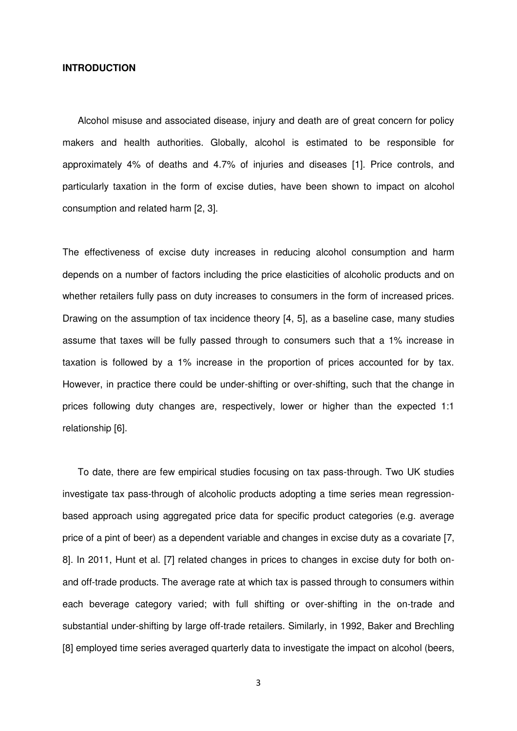## INTRODUCTION

Alcohol misuse and associated disease, injury and death are of great concern for policy makers and health authorities. Globally, alcohol is estimated to be responsible for approximately 4% of deaths and 4.7% of injuries and diseases [1]. Price controls, and particularly taxation in the form of excise duties, have been shown to impact on alcohol consumption and related harm [2, 3].

The effectiveness of excise duty increases in reducing alcohol consumption and harm depends on a number of factors including the price elasticities of alcoholic products and on whether retailers fully pass on duty increases to consumers in the form of increased prices. Drawing on the assumption of tax incidence theory [4, 5], as a baseline case, many studies assume that taxes will be fully passed through to consumers such that a 1% increase in taxation is followed by a 1% increase in the proportion of prices accounted for by tax. However, in practice there could be under-shifting or over-shifting, such that the change in prices following duty changes are, respectively, lower or higher than the expected 1:1 relationship [6].

To date, there are few empirical studies focusing on tax pass-through. Two UK studies investigate tax pass-through of alcoholic products adopting a time series mean regression-based approach using aggregated price data for specific product categories (e.g. average price of a pint of beer) as a dependent variable and changes in excise duty as a covariate [7, 8]. In 2011, Hunt et al. [7] related changes in prices to changes in excise duty for both on- and off-trade products. The average rate at which tax is passed through to consumers within each beverage category varied; with full shifting or over-shifting in the on-trade and substantial under-shifting by large off-trade retailers. Similarly, in 1992, Baker and Brechling [8] employed time series averaged quarterly data to investigate the impact on alcohol (beers,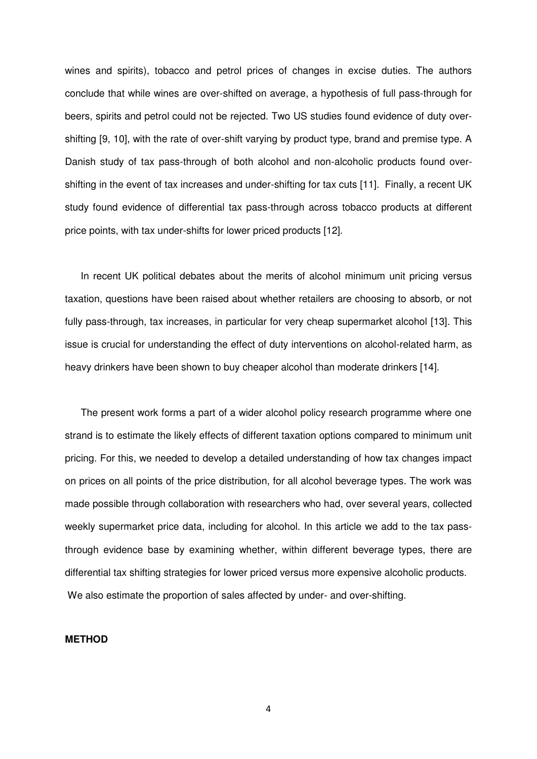wines and spirits), tobacco and petrol prices of changes in excise duties. The authors conclude that while wines are over-shifted on average, a hypothesis of full pass-through for beers, spirits and petrol could not be rejected. Two US studies found evidence of duty over-shifting [9, 10], with the rate of over-shift varying by product type, brand and premise type. A Danish study of tax pass-through of both alcohol and non-alcoholic products found over-shifting in the event of tax increases and under-shifting for tax cuts [11]. Finally, a recent UK study found evidence of differential tax pass-through across tobacco products at different price points, with tax under-shifts for lower priced products [12].

In recent UK political debates about the merits of alcohol minimum unit pricing versus taxation, questions have been raised about whether retailers are choosing to absorb, or not fully pass-through, tax increases, in particular for very cheap supermarket alcohol [13]. This issue is crucial for understanding the effect of duty interventions on alcohol-related harm, as heavy drinkers have been shown to buy cheaper alcohol than moderate drinkers [14].

The present work forms a part of a wider alcohol policy research programme where one strand is to estimate the likely effects of different taxation options compared to minimum unit pricing. For this, we needed to develop a detailed understanding of how tax changes impact on prices on all points of the price distribution, for all alcohol beverage types. The work was made possible through collaboration with researchers who had, over several years, collected weekly supermarket price data, including for alcohol. In this article we add to the tax pass-through evidence base by examining whether, within different beverage types, there are differential tax shifting strategies for lower priced versus more expensive alcoholic products. We also estimate the proportion of sales affected by under- and over-shifting.

## METHOD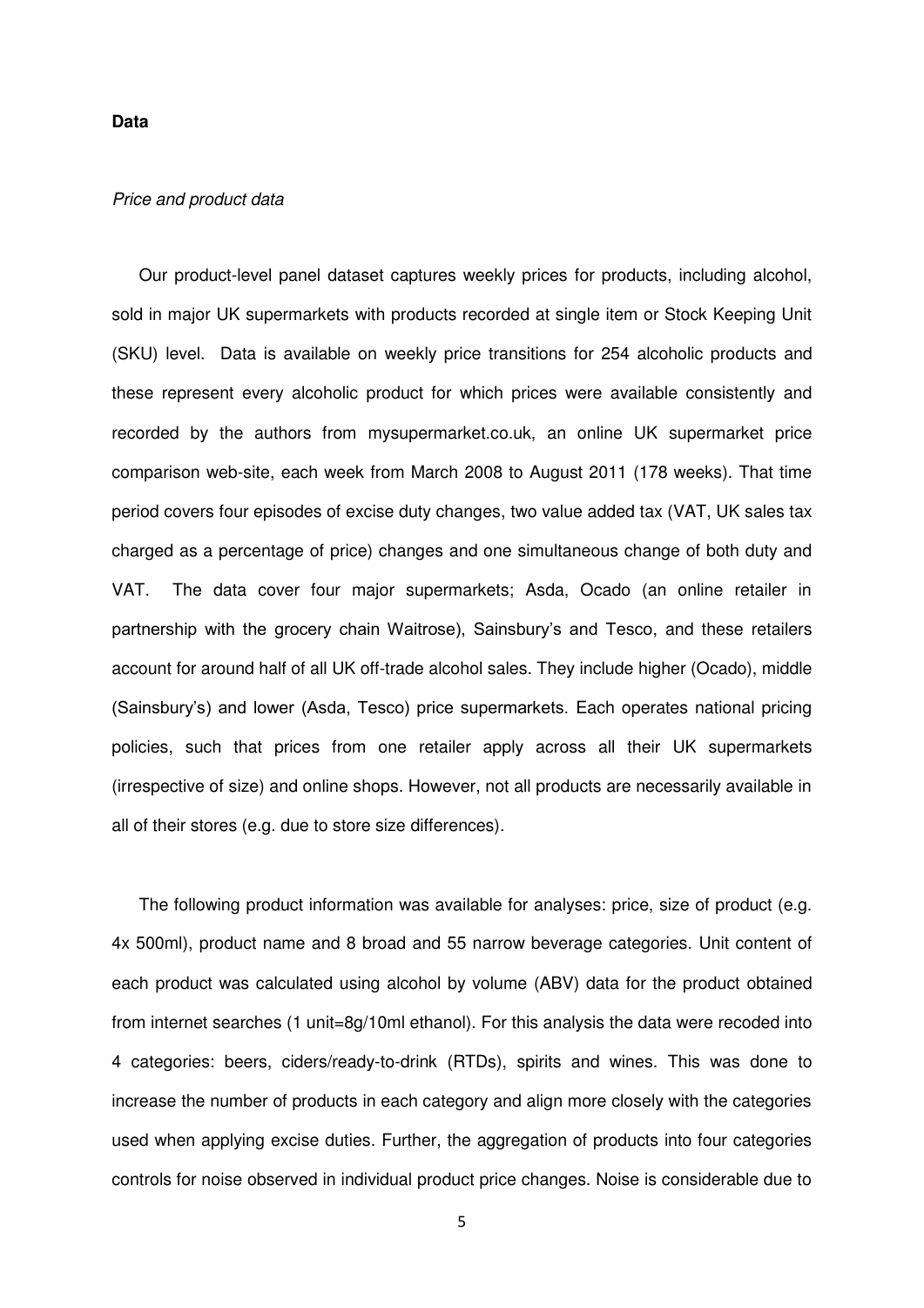**Data**

*Price and product data*

Our product-level panel dataset captures weekly prices for products, including alcohol, sold in major UK supermarkets with products recorded at single item or Stock Keeping Unit (SKU) level. Data is available on weekly price transitions for 254 alcoholic products and these represent every alcoholic product for which prices were available consistently and recorded by the authors from mysupermarket.co.uk, an online UK supermarket price comparison web-site, each week from March 2008 to August 2011 (178 weeks). That time period covers four episodes of excise duty changes, two value added tax (VAT, UK sales tax charged as a percentage of price) changes and one simultaneous change of both duty and VAT. The data cover four major supermarkets; Asda, Ocado (an online retailer in partnership with the grocery chain Waitrose), Sainsbury's and Tesco, and these retailers account for around half of all UK off-trade alcohol sales. They include higher (Ocado), middle (Sainsbury's) and lower (Asda, Tesco) price supermarkets. Each operates national pricing policies, such that prices from one retailer apply across all their UK supermarkets (irrespective of size) and online shops. However, not all products are necessarily available in all of their stores (e.g. due to store size differences).

The following product information was available for analyses: price, size of product (e.g. 4x 500ml), product name and 8 broad and 55 narrow beverage categories. Unit content of each product was calculated using alcohol by volume (ABV) data for the product obtained from internet searches (1 unit=8g/10ml ethanol). For this analysis the data were recoded into 4 categories: beers, ciders/ready-to-drink (RTDs), spirits and wines. This was done to increase the number of products in each category and align more closely with the categories used when applying excise duties. Further, the aggregation of products into four categories controls for noise observed in individual product price changes. Noise is considerable due to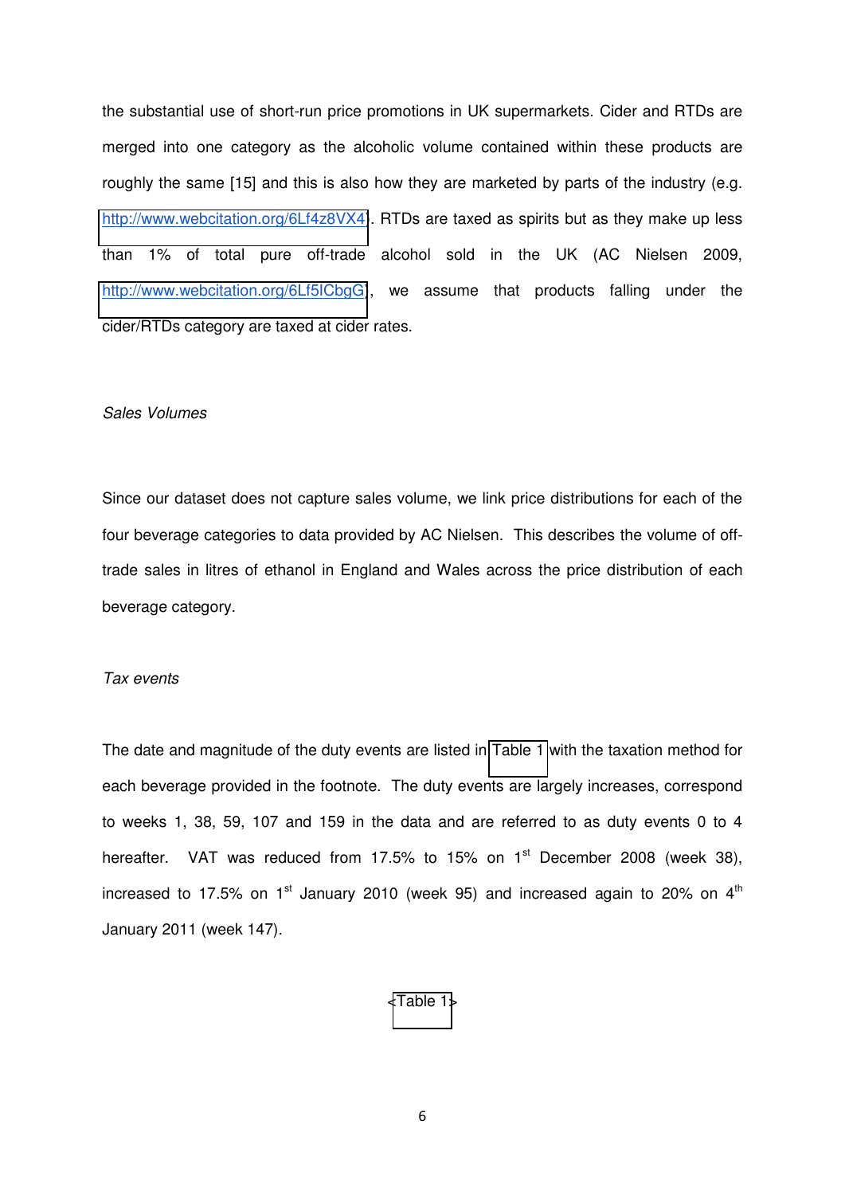the substantial use of short-run price promotions in UK supermarkets. Cider and RTDs are merged into one category as the alcoholic volume contained within these products are roughly the same [15] and this is also how they are marketed by parts of the industry (e.g. http://www.webcitation.org/6Lf4z8VX4). RTDs are taxed as spirits but as they make up less than 1% of total pure off-trade alcohol sold in the UK (AC Nielsen 2009, http://www.webcitation.org/6Lf5ICbgG), we assume that products falling under the cider/RTDs category are taxed at cider rates.

*Sales Volumes*

Since our dataset does not capture sales volume, we link price distributions for each of the four beverage categories to data provided by AC Nielsen. This describes the volume of off-trade sales in litres of ethanol in England and Wales across the price distribution of each beverage category.

*Tax events*

The date and magnitude of the duty events are listed in Table 1 with the taxation method for each beverage provided in the footnote. The duty events are largely increases, correspond to weeks 1, 38, 59, 107 and 159 in the data and are referred to as duty events 0 to 4 hereafter. VAT was reduced from 17.5% to 15% on 1st December 2008 (week 38), increased to 17.5% on 1st January 2010 (week 95) and increased again to 20% on 4th January 2011 (week 147).

<Table 1>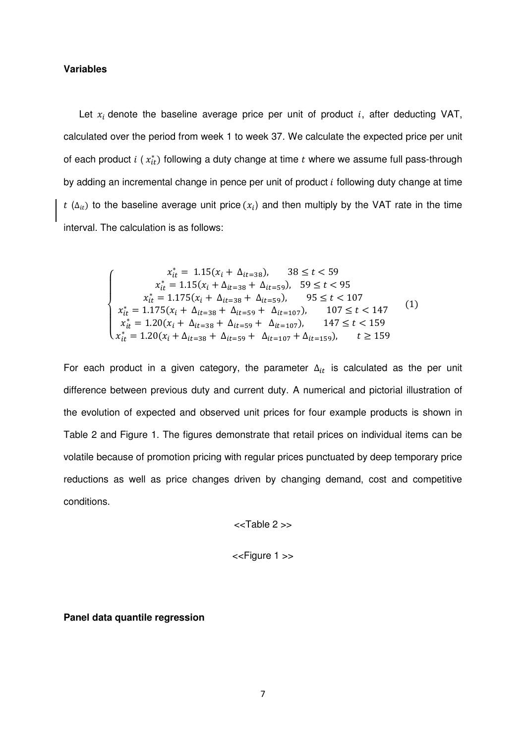**Variables**

Let $x_i$ denote the baseline average price per unit of product $i$, after deducting VAT, calculated over the period from week 1 to week 37. We calculate the expected price per unit of each product $i$ ( $x_{it}^*$) following a duty change at time $t$ where we assume full pass-through by adding an incremental change in pence per unit of product $i$ following duty change at time $t$ ($\Delta_{it}$) to the baseline average unit price ($x_i$) and then multiply by the VAT rate in the time interval. The calculation is as follows:

$$
\begin{cases}
x_{it}^* = 1.15(x_i + \Delta_{it=38}), & 38 \leq t < 59 \\
x_{it}^* = 1.15(x_i + \Delta_{it=38} + \Delta_{it=59}), & 59 \leq t < 95 \\
x_{it}^* = 1.175(x_i + \Delta_{it=38} + \Delta_{it=59}), & 95 \leq t < 107 \\
x_{it}^* = 1.175(x_i + \Delta_{it=38} + \Delta_{it=59} + \Delta_{it=107}), & 107 \leq t < 147 \\
x_{it}^* = 1.20(x_i + \Delta_{it=38} + \Delta_{it=59} + \Delta_{it=107}), & 147 \leq t < 159 \\
x_{it}^* = 1.20(x_i + \Delta_{it=38} + \Delta_{it=59} + \Delta_{it=107} + \Delta_{it=159}), & t \geq 159
\end{cases}
\tag{1}
$$

For each product in a given category, the parameter $\Delta_{it}$ is calculated as the per unit difference between previous duty and current duty. A numerical and pictorial illustration of the evolution of expected and observed unit prices for four example products is shown in Table 2 and Figure 1. The figures demonstrate that retail prices on individual items can be volatile because of promotion pricing with regular prices punctuated by deep temporary price reductions as well as price changes driven by changing demand, cost and competitive conditions.

<<Table 2 >>

<<Figure 1 >>

**Panel data quantile regression**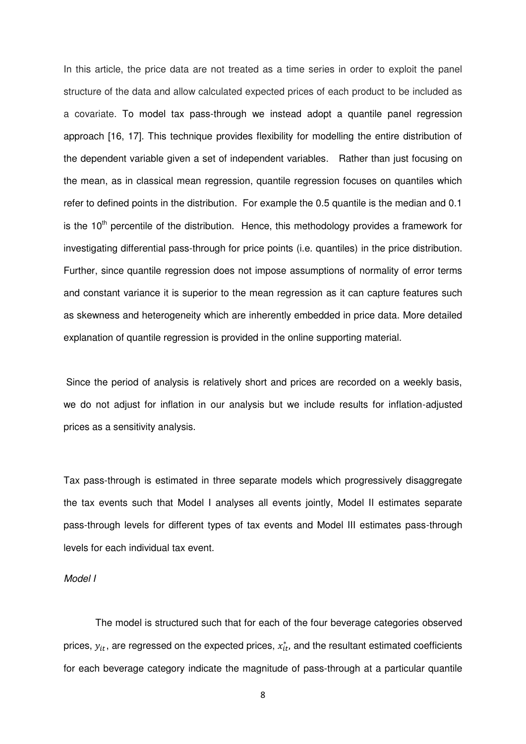In this article, the price data are not treated as a time series in order to exploit the panel structure of the data and allow calculated expected prices of each product to be included as a covariate. To model tax pass-through we instead adopt a quantile panel regression approach [16, 17]. This technique provides flexibility for modelling the entire distribution of the dependent variable given a set of independent variables. Rather than just focusing on the mean, as in classical mean regression, quantile regression focuses on quantiles which refer to defined points in the distribution. For example the 0.5 quantile is the median and 0.1 is the 10th percentile of the distribution. Hence, this methodology provides a framework for investigating differential pass-through for price points (i.e. quantiles) in the price distribution. Further, since quantile regression does not impose assumptions of normality of error terms and constant variance it is superior to the mean regression as it can capture features such as skewness and heterogeneity which are inherently embedded in price data. More detailed explanation of quantile regression is provided in the online supporting material.

Since the period of analysis is relatively short and prices are recorded on a weekly basis, we do not adjust for inflation in our analysis but we include results for inflation-adjusted prices as a sensitivity analysis.

Tax pass-through is estimated in three separate models which progressively disaggregate the tax events such that Model I analyses all events jointly, Model II estimates separate pass-through levels for different types of tax events and Model III estimates pass-through levels for each individual tax event.

*Model I*

The model is structured such that for each of the four beverage categories observed prices, $y_{it}$, are regressed on the expected prices, $x_{it}^{*}$, and the resultant estimated coefficients for each beverage category indicate the magnitude of pass-through at a particular quantile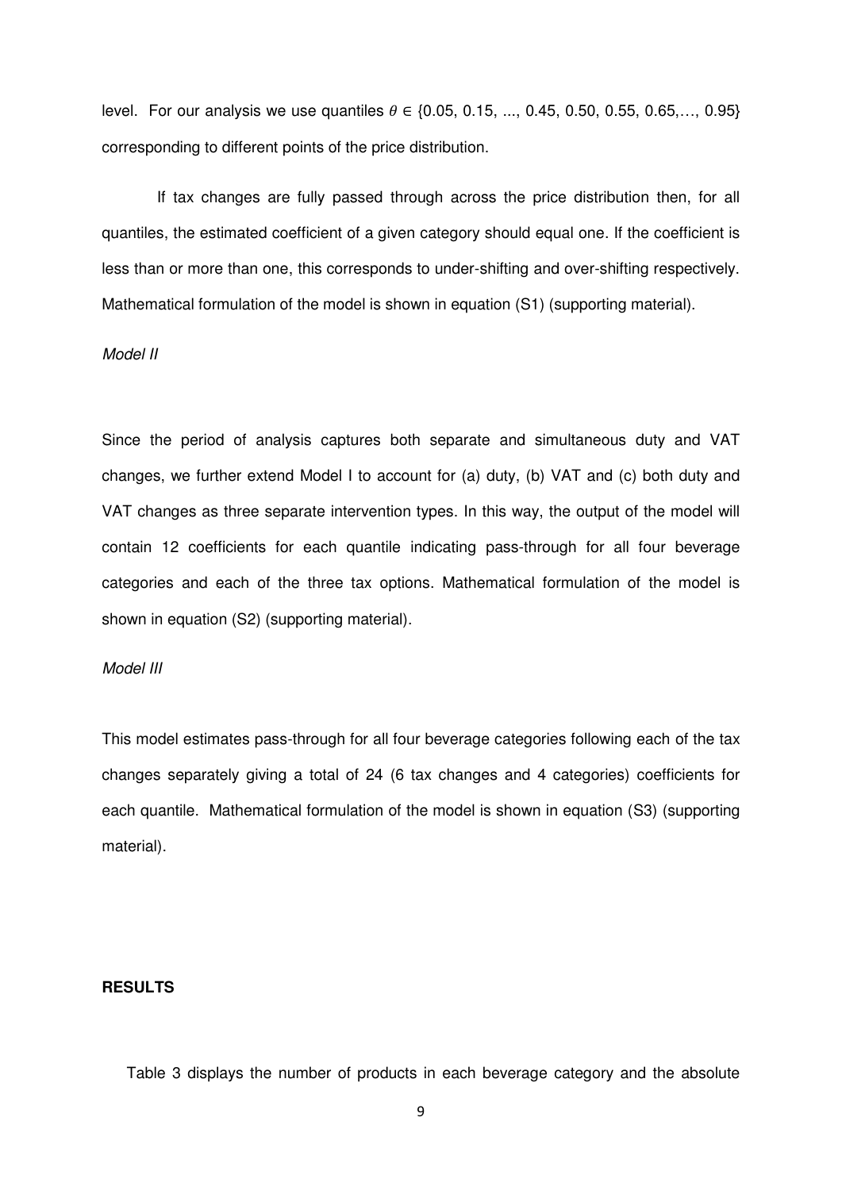level. For our analysis we use quantiles $\theta \in \{0.05, 0.15, ..., 0.45, 0.50, 0.55, 0.65, \ldots, 0.95\}$ corresponding to different points of the price distribution.

If tax changes are fully passed through across the price distribution then, for all quantiles, the estimated coefficient of a given category should equal one. If the coefficient is less than or more than one, this corresponds to under-shifting and over-shifting respectively. Mathematical formulation of the model is shown in equation (S1) (supporting material).

*Model II*

Since the period of analysis captures both separate and simultaneous duty and VAT changes, we further extend Model I to account for (a) duty, (b) VAT and (c) both duty and VAT changes as three separate intervention types. In this way, the output of the model will contain 12 coefficients for each quantile indicating pass-through for all four beverage categories and each of the three tax options. Mathematical formulation of the model is shown in equation (S2) (supporting material).

*Model III*

This model estimates pass-through for all four beverage categories following each of the tax changes separately giving a total of 24 (6 tax changes and 4 categories) coefficients for each quantile. Mathematical formulation of the model is shown in equation (S3) (supporting material).

## RESULTS

Table 3 displays the number of products in each beverage category and the absolute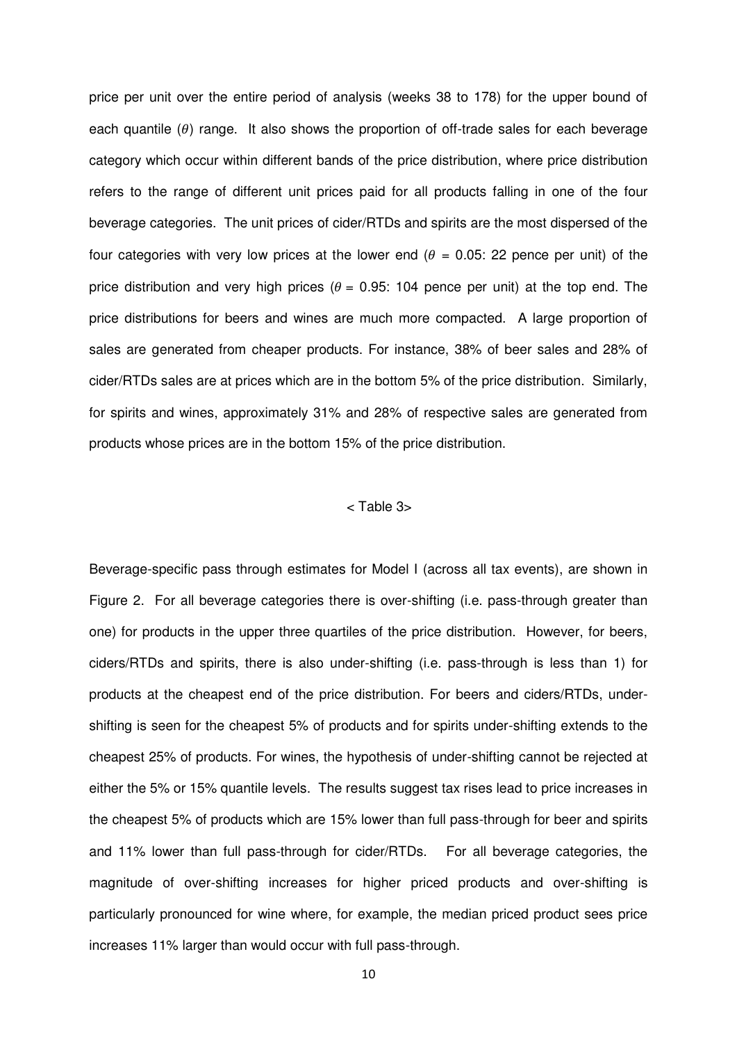price per unit over the entire period of analysis (weeks 38 to 178) for the upper bound of each quantile ($\theta$) range. It also shows the proportion of off-trade sales for each beverage category which occur within different bands of the price distribution, where price distribution refers to the range of different unit prices paid for all products falling in one of the four beverage categories. The unit prices of cider/RTDs and spirits are the most dispersed of the four categories with very low prices at the lower end ($\theta$ = 0.05: 22 pence per unit) of the price distribution and very high prices ($\theta$ = 0.95: 104 pence per unit) at the top end. The price distributions for beers and wines are much more compacted. A large proportion of sales are generated from cheaper products. For instance, 38% of beer sales and 28% of cider/RTDs sales are at prices which are in the bottom 5% of the price distribution. Similarly, for spirits and wines, approximately 31% and 28% of respective sales are generated from products whose prices are in the bottom 15% of the price distribution.

< Table 3>

Beverage-specific pass through estimates for Model I (across all tax events), are shown in Figure 2. For all beverage categories there is over-shifting (i.e. pass-through greater than one) for products in the upper three quartiles of the price distribution. However, for beers, ciders/RTDs and spirits, there is also under-shifting (i.e. pass-through is less than 1) for products at the cheapest end of the price distribution. For beers and ciders/RTDs, under-shifting is seen for the cheapest 5% of products and for spirits under-shifting extends to the cheapest 25% of products. For wines, the hypothesis of under-shifting cannot be rejected at either the 5% or 15% quantile levels. The results suggest tax rises lead to price increases in the cheapest 5% of products which are 15% lower than full pass-through for beer and spirits and 11% lower than full pass-through for cider/RTDs. For all beverage categories, the magnitude of over-shifting increases for higher priced products and over-shifting is particularly pronounced for wine where, for example, the median priced product sees price increases 11% larger than would occur with full pass-through.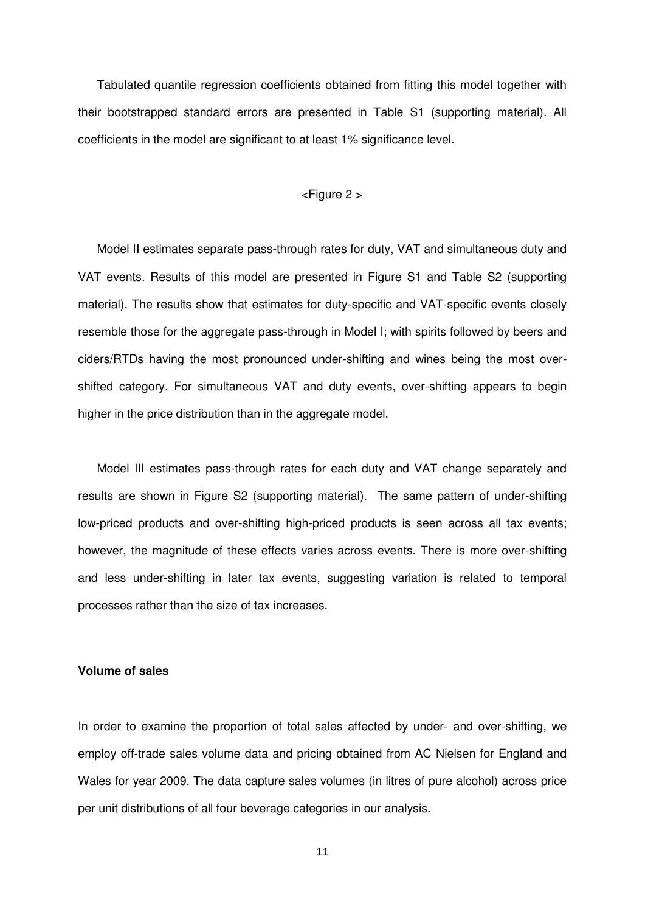Tabulated quantile regression coefficients obtained from fitting this model together with their bootstrapped standard errors are presented in Table S1 (supporting material). All coefficients in the model are significant to at least 1% significance level.

<Figure 2 >

Model II estimates separate pass-through rates for duty, VAT and simultaneous duty and VAT events. Results of this model are presented in Figure S1 and Table S2 (supporting material). The results show that estimates for duty-specific and VAT-specific events closely resemble those for the aggregate pass-through in Model I; with spirits followed by beers and ciders/RTDs having the most pronounced under-shifting and wines being the most over-shifted category. For simultaneous VAT and duty events, over-shifting appears to begin higher in the price distribution than in the aggregate model.

Model III estimates pass-through rates for each duty and VAT change separately and results are shown in Figure S2 (supporting material). The same pattern of under-shifting low-priced products and over-shifting high-priced products is seen across all tax events; however, the magnitude of these effects varies across events. There is more over-shifting and less under-shifting in later tax events, suggesting variation is related to temporal processes rather than the size of tax increases.

**Volume of sales**

In order to examine the proportion of total sales affected by under- and over-shifting, we employ off-trade sales volume data and pricing obtained from AC Nielsen for England and Wales for year 2009. The data capture sales volumes (in litres of pure alcohol) across price per unit distributions of all four beverage categories in our analysis.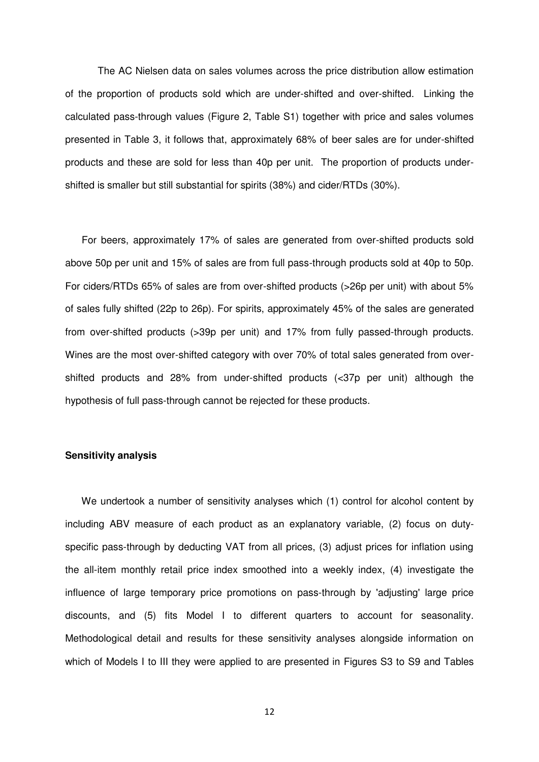The AC Nielsen data on sales volumes across the price distribution allow estimation of the proportion of products sold which are under-shifted and over-shifted. Linking the calculated pass-through values (Figure 2, Table S1) together with price and sales volumes presented in Table 3, it follows that, approximately 68% of beer sales are for under-shifted products and these are sold for less than 40p per unit. The proportion of products under-shifted is smaller but still substantial for spirits (38%) and cider/RTDs (30%).

For beers, approximately 17% of sales are generated from over-shifted products sold above 50p per unit and 15% of sales are from full pass-through products sold at 40p to 50p. For ciders/RTDs 65% of sales are from over-shifted products (>26p per unit) with about 5% of sales fully shifted (22p to 26p). For spirits, approximately 45% of the sales are generated from over-shifted products (>39p per unit) and 17% from fully passed-through products. Wines are the most over-shifted category with over 70% of total sales generated from over-shifted products and 28% from under-shifted products (<37p per unit) although the hypothesis of full pass-through cannot be rejected for these products.

**Sensitivity analysis**

We undertook a number of sensitivity analyses which (1) control for alcohol content by including ABV measure of each product as an explanatory variable, (2) focus on duty-specific pass-through by deducting VAT from all prices, (3) adjust prices for inflation using the all-item monthly retail price index smoothed into a weekly index, (4) investigate the influence of large temporary price promotions on pass-through by 'adjusting' large price discounts, and (5) fits Model I to different quarters to account for seasonality. Methodological detail and results for these sensitivity analyses alongside information on which of Models I to III they were applied to are presented in Figures S3 to S9 and Tables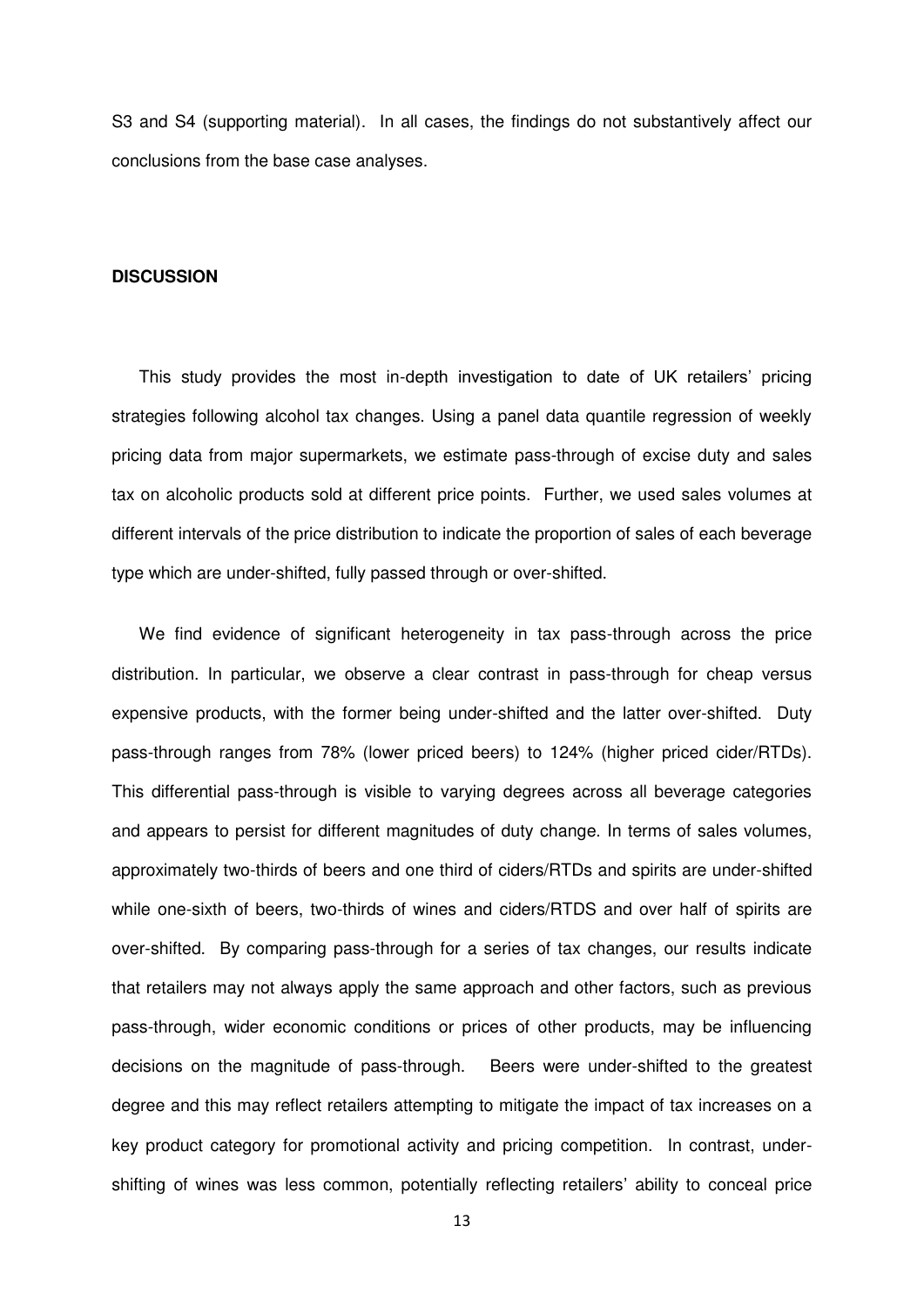S3 and S4 (supporting material). In all cases, the findings do not substantively affect our conclusions from the base case analyses.

## DISCUSSION

This study provides the most in-depth investigation to date of UK retailers' pricing strategies following alcohol tax changes. Using a panel data quantile regression of weekly pricing data from major supermarkets, we estimate pass-through of excise duty and sales tax on alcoholic products sold at different price points. Further, we used sales volumes at different intervals of the price distribution to indicate the proportion of sales of each beverage type which are under-shifted, fully passed through or over-shifted.

We find evidence of significant heterogeneity in tax pass-through across the price distribution. In particular, we observe a clear contrast in pass-through for cheap versus expensive products, with the former being under-shifted and the latter over-shifted. Duty pass-through ranges from 78% (lower priced beers) to 124% (higher priced cider/RTDs). This differential pass-through is visible to varying degrees across all beverage categories and appears to persist for different magnitudes of duty change. In terms of sales volumes, approximately two-thirds of beers and one third of ciders/RTDs and spirits are under-shifted while one-sixth of beers, two-thirds of wines and ciders/RTDS and over half of spirits are over-shifted. By comparing pass-through for a series of tax changes, our results indicate that retailers may not always apply the same approach and other factors, such as previous pass-through, wider economic conditions or prices of other products, may be influencing decisions on the magnitude of pass-through. Beers were under-shifted to the greatest degree and this may reflect retailers attempting to mitigate the impact of tax increases on a key product category for promotional activity and pricing competition. In contrast, under-shifting of wines was less common, potentially reflecting retailers' ability to conceal price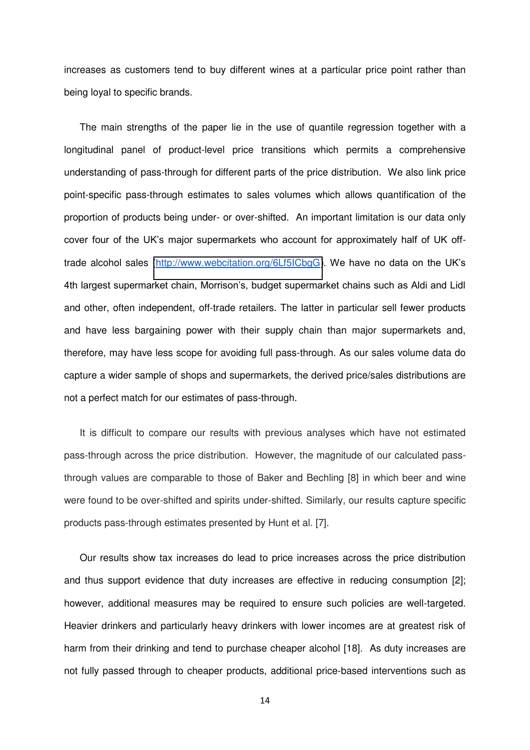increases as customers tend to buy different wines at a particular price point rather than being loyal to specific brands.

The main strengths of the paper lie in the use of quantile regression together with a longitudinal panel of product-level price transitions which permits a comprehensive understanding of pass-through for different parts of the price distribution. We also link price point-specific pass-through estimates to sales volumes which allows quantification of the proportion of products being under- or over-shifted. An important limitation is our data only cover four of the UK's major supermarkets who account for approximately half of UK off-trade alcohol sales (http://www.webcitation.org/6Lf5ICbgG). We have no data on the UK's 4th largest supermarket chain, Morrison's, budget supermarket chains such as Aldi and Lidl and other, often independent, off-trade retailers. The latter in particular sell fewer products and have less bargaining power with their supply chain than major supermarkets and, therefore, may have less scope for avoiding full pass-through. As our sales volume data do capture a wider sample of shops and supermarkets, the derived price/sales distributions are not a perfect match for our estimates of pass-through.

It is difficult to compare our results with previous analyses which have not estimated pass-through across the price distribution. However, the magnitude of our calculated pass-through values are comparable to those of Baker and Bechling [8] in which beer and wine were found to be over-shifted and spirits under-shifted. Similarly, our results capture specific products pass-through estimates presented by Hunt et al. [7].

Our results show tax increases do lead to price increases across the price distribution and thus support evidence that duty increases are effective in reducing consumption [2]; however, additional measures may be required to ensure such policies are well-targeted. Heavier drinkers and particularly heavy drinkers with lower incomes are at greatest risk of harm from their drinking and tend to purchase cheaper alcohol [18]. As duty increases are not fully passed through to cheaper products, additional price-based interventions such as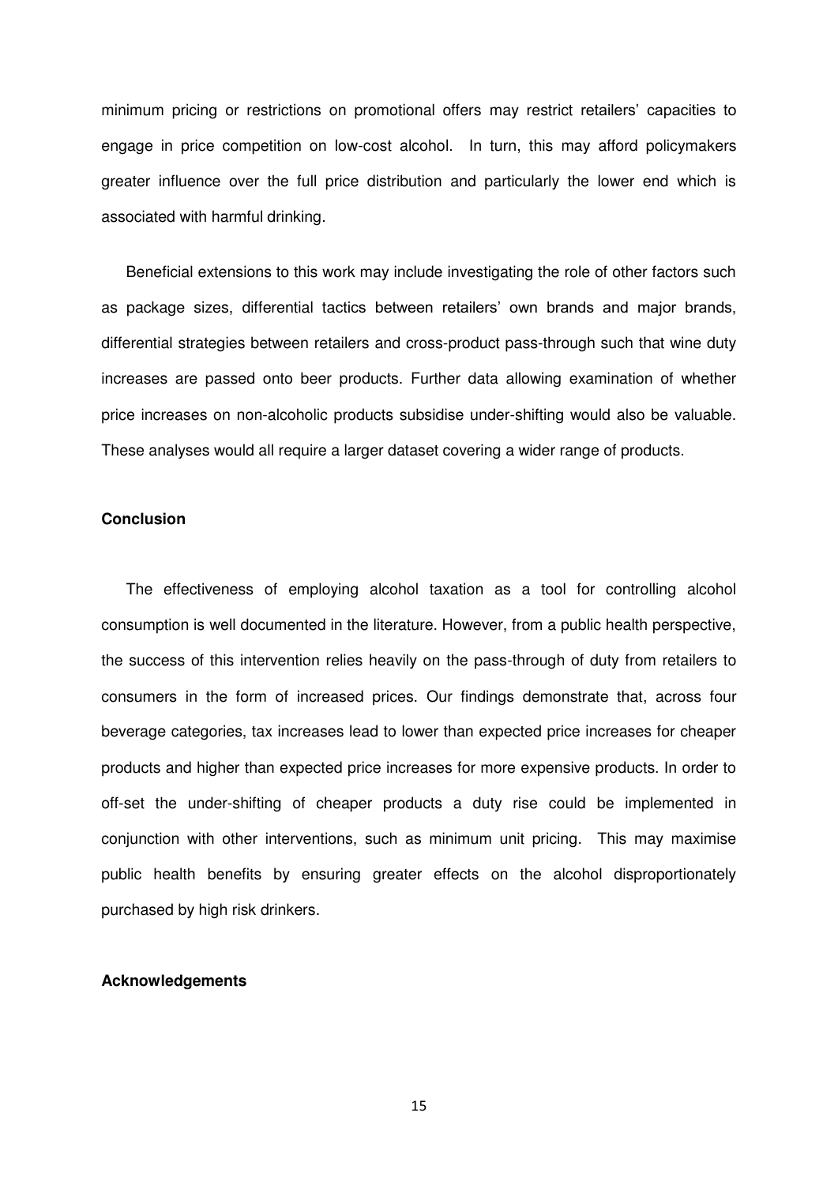minimum pricing or restrictions on promotional offers may restrict retailers' capacities to engage in price competition on low-cost alcohol. In turn, this may afford policymakers greater influence over the full price distribution and particularly the lower end which is associated with harmful drinking.

Beneficial extensions to this work may include investigating the role of other factors such as package sizes, differential tactics between retailers' own brands and major brands, differential strategies between retailers and cross-product pass-through such that wine duty increases are passed onto beer products. Further data allowing examination of whether price increases on non-alcoholic products subsidise under-shifting would also be valuable. These analyses would all require a larger dataset covering a wider range of products.

## Conclusion

The effectiveness of employing alcohol taxation as a tool for controlling alcohol consumption is well documented in the literature. However, from a public health perspective, the success of this intervention relies heavily on the pass-through of duty from retailers to consumers in the form of increased prices. Our findings demonstrate that, across four beverage categories, tax increases lead to lower than expected price increases for cheaper products and higher than expected price increases for more expensive products. In order to off-set the under-shifting of cheaper products a duty rise could be implemented in conjunction with other interventions, such as minimum unit pricing. This may maximise public health benefits by ensuring greater effects on the alcohol disproportionately purchased by high risk drinkers.

## Acknowledgements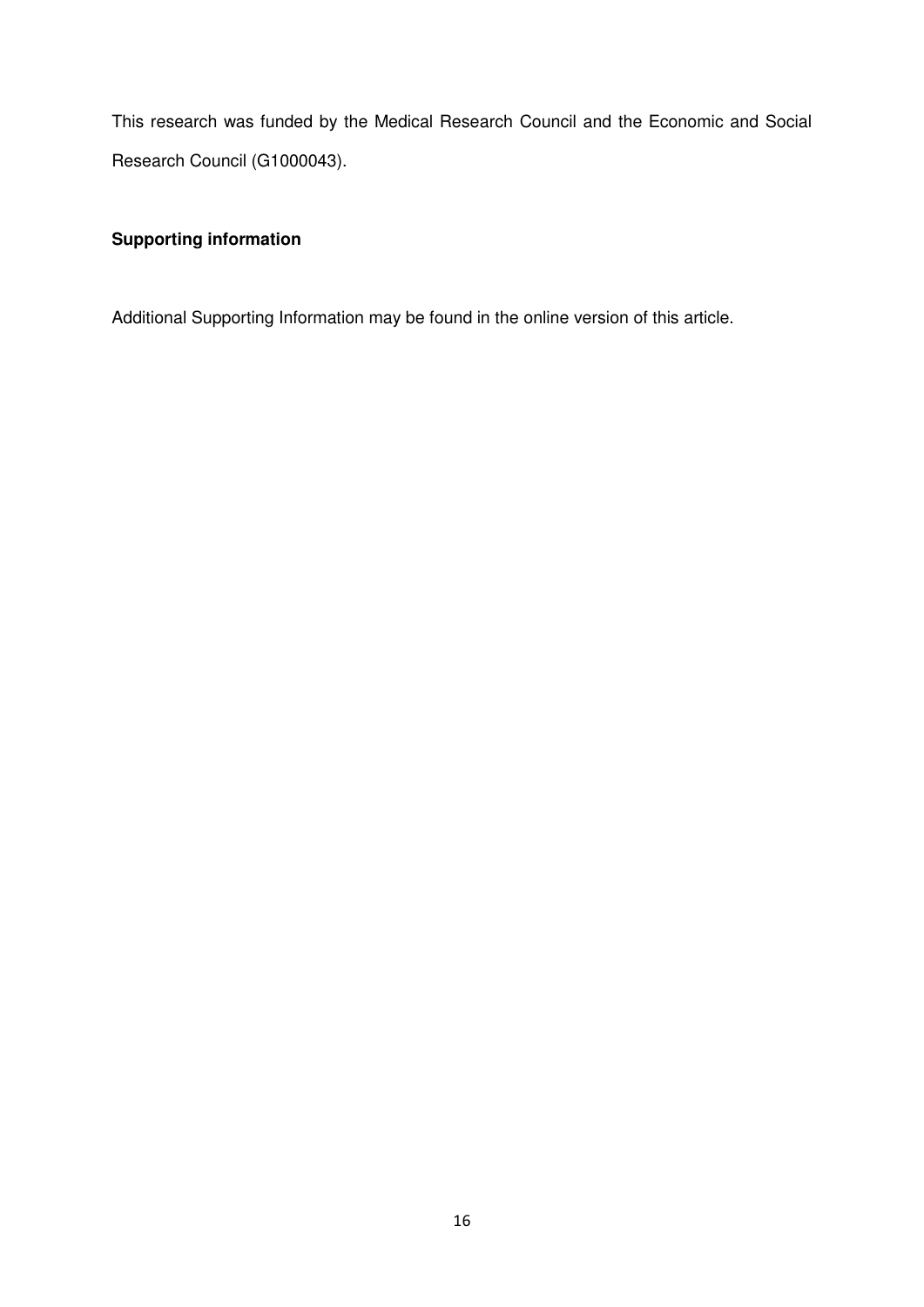This research was funded by the Medical Research Council and the Economic and Social Research Council (G1000043).

**Supporting information**

Additional Supporting Information may be found in the online version of this article.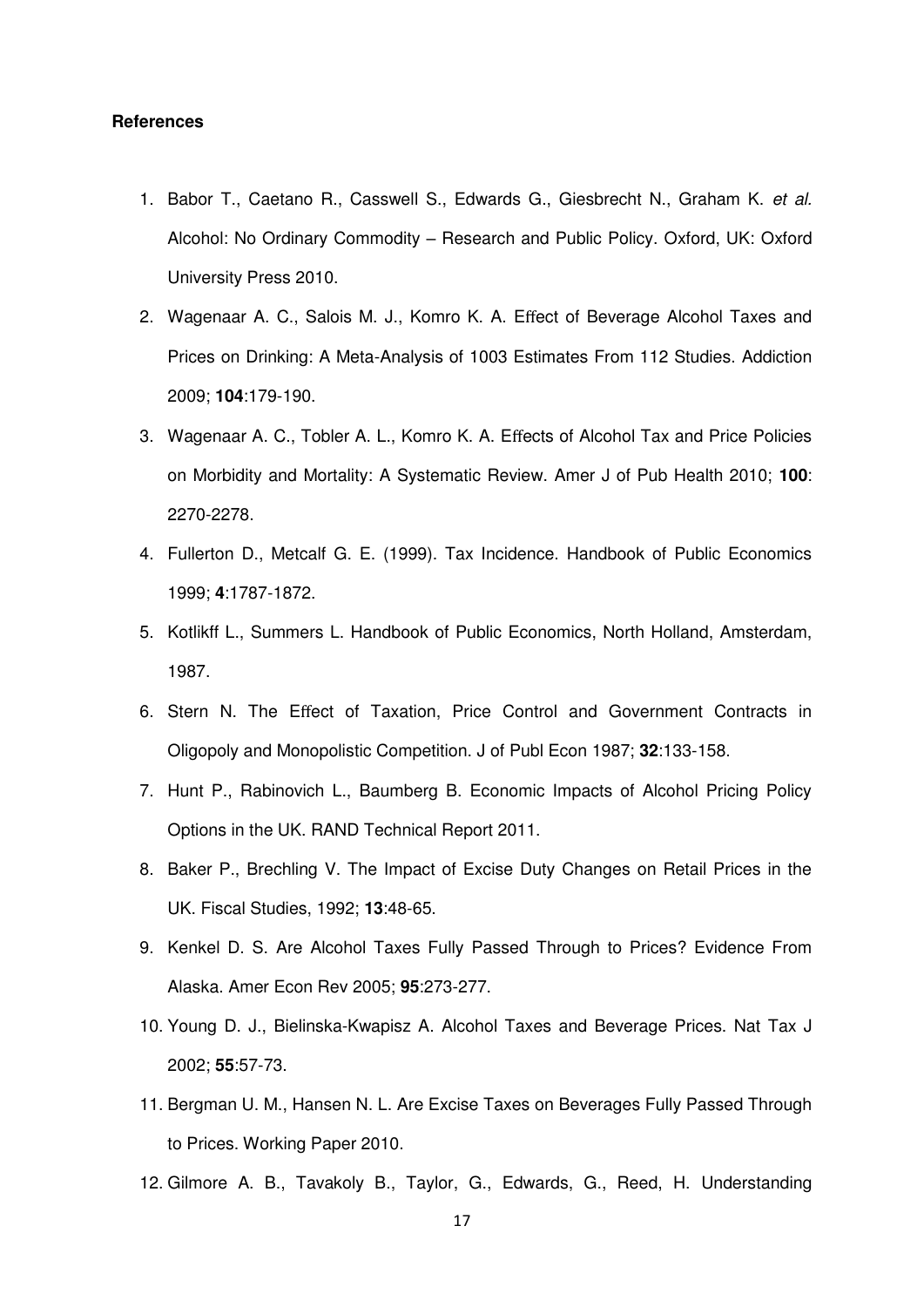**References**

1. Babor T., Caetano R., Casswell S., Edwards G., Giesbrecht N., Graham K. *et al.* Alcohol: No Ordinary Commodity – Research and Public Policy. Oxford, UK: Oxford University Press 2010.
2. Wagenaar A. C., Salois M. J., Komro K. A. Effect of Beverage Alcohol Taxes and Prices on Drinking: A Meta-Analysis of 1003 Estimates From 112 Studies. Addiction 2009; **104**:179-190.
3. Wagenaar A. C., Tobler A. L., Komro K. A. Effects of Alcohol Tax and Price Policies on Morbidity and Mortality: A Systematic Review. Amer J of Pub Health 2010; **100**: 2270-2278.
4. Fullerton D., Metcalf G. E. (1999). Tax Incidence. Handbook of Public Economics 1999; **4**:1787-1872.
5. Kotlikff L., Summers L. Handbook of Public Economics, North Holland, Amsterdam, 1987.
6. Stern N. The Effect of Taxation, Price Control and Government Contracts in Oligopoly and Monopolistic Competition. J of Publ Econ 1987; **32**:133-158.
7. Hunt P., Rabinovich L., Baumberg B. Economic Impacts of Alcohol Pricing Policy Options in the UK. RAND Technical Report 2011.
8. Baker P., Brechling V. The Impact of Excise Duty Changes on Retail Prices in the UK. Fiscal Studies, 1992; **13**:48-65.
9. Kenkel D. S. Are Alcohol Taxes Fully Passed Through to Prices? Evidence From Alaska. Amer Econ Rev 2005; **95**:273-277.
10. Young D. J., Bielinska-Kwapisz A. Alcohol Taxes and Beverage Prices. Nat Tax J 2002; **55**:57-73.
11. Bergman U. M., Hansen N. L. Are Excise Taxes on Beverages Fully Passed Through to Prices. Working Paper 2010.
12. Gilmore A. B., Tavakoly B., Taylor, G., Edwards, G., Reed, H. Understanding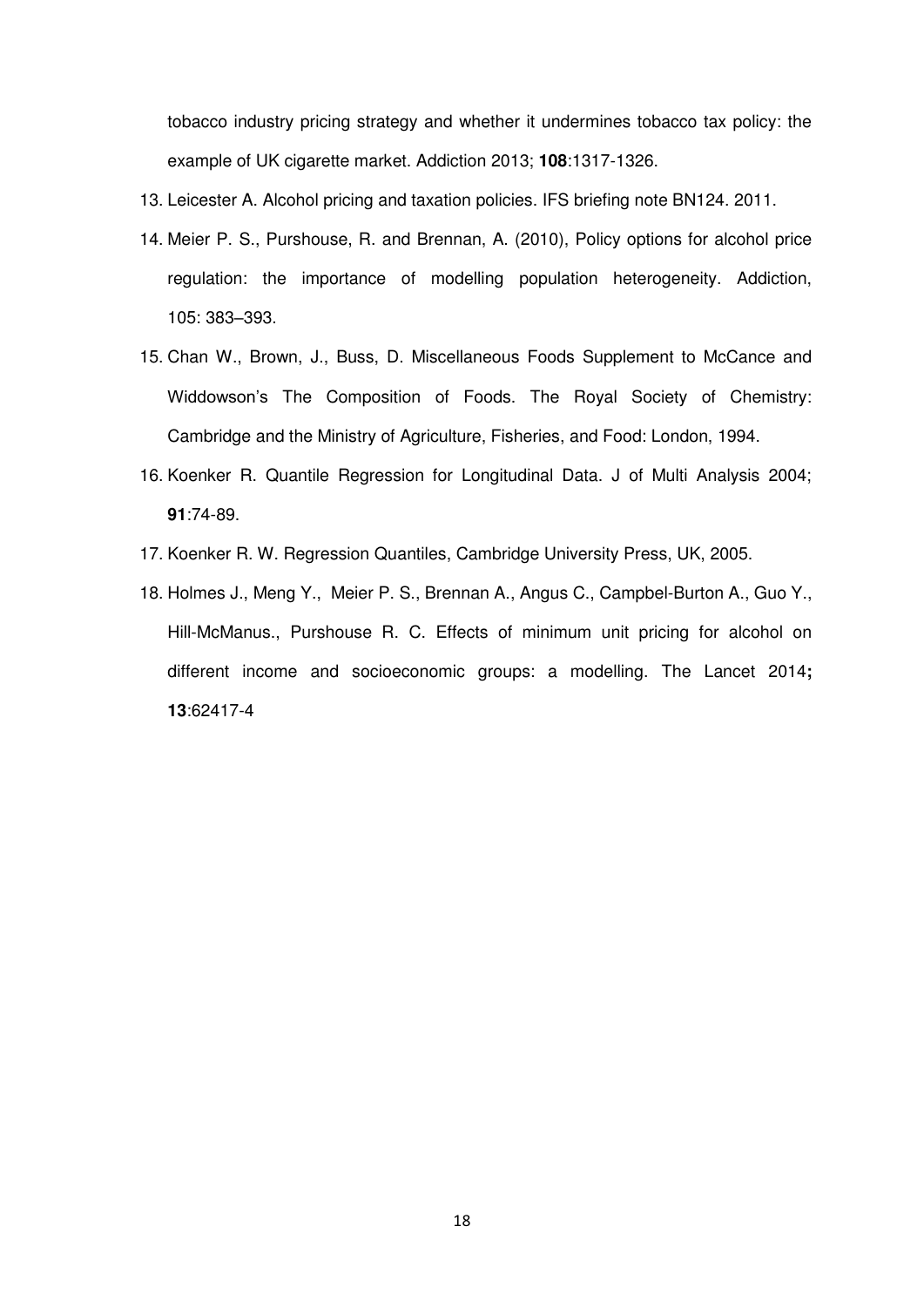tobacco industry pricing strategy and whether it undermines tobacco tax policy: the example of UK cigarette market. Addiction 2013; **108**:1317-1326.

13. Leicester A. Alcohol pricing and taxation policies. IFS briefing note BN124. 2011.
14. Meier P. S., Purshouse, R. and Brennan, A. (2010), Policy options for alcohol price regulation: the importance of modelling population heterogeneity. Addiction, 105: 383–393.
15. Chan W., Brown, J., Buss, D. Miscellaneous Foods Supplement to McCance and Widdowson's The Composition of Foods. The Royal Society of Chemistry: Cambridge and the Ministry of Agriculture, Fisheries, and Food: London, 1994.
16. Koenker R. Quantile Regression for Longitudinal Data. J of Multi Analysis 2004; **91**:74-89.
17. Koenker R. W. Regression Quantiles, Cambridge University Press, UK, 2005.
18. Holmes J., Meng Y., Meier P. S., Brennan A., Angus C., Campbel-Burton A., Guo Y., Hill-McManus., Purshouse R. C. Effects of minimum unit pricing for alcohol on different income and socioeconomic groups: a modelling. The Lancet 2014**;** **13**:62417-4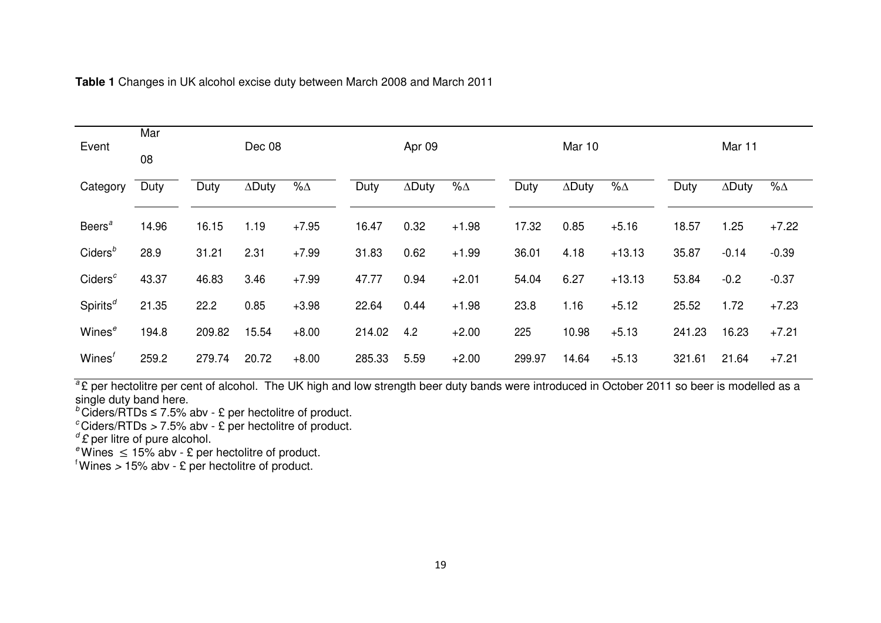**Table 1** Changes in UK alcohol excise duty between March 2008 and March 2011

| Event | Mar 08 | Dec 08 | | | Apr 09 | | | Mar 10 | | | Mar 11 | | |
|---|---|---|---|---|---|---|---|---|---|---|---|---|---|
| Category | Duty | Duty | ∆Duty | %∆ | Duty | ∆Duty | %∆ | Duty | ∆Duty | %∆ | Duty | ∆Duty | %∆ |
| Beers[a] | 14.96 | 16.15 | 1.19 | +7.95 | 16.47 | 0.32 | +1.98 | 17.32 | 0.85 | +5.16 | 18.57 | 1.25 | +7.22 |
| Ciders[b] | 28.9 | 31.21 | 2.31 | +7.99 | 31.83 | 0.62 | +1.99 | 36.01 | 4.18 | +13.13 | 35.87 | -0.14 | -0.39 |
| Ciders[c] | 43.37 | 46.83 | 3.46 | +7.99 | 47.77 | 0.94 | +2.01 | 54.04 | 6.27 | +13.13 | 53.84 | -0.2 | -0.37 |
| Spirits[d] | 21.35 | 22.2 | 0.85 | +3.98 | 22.64 | 0.44 | +1.98 | 23.8 | 1.16 | +5.12 | 25.52 | 1.72 | +7.23 |
| Wines[e] | 194.8 | 209.82 | 15.54 | +8.00 | 214.02 | 4.2 | +2.00 | 225 | 10.98 | +5.13 | 241.23 | 16.23 | +7.21 |
| Wines[f] | 259.2 | 279.74 | 20.72 | +8.00 | 285.33 | 5.59 | +2.00 | 299.97 | 14.64 | +5.13 | 321.61 | 21.64 | +7.21 |

[a] £ per hectolitre per cent of alcohol. The UK high and low strength beer duty bands were introduced in October 2011 so beer is modelled as a single duty band here.
[b] Ciders/RTDs ≤ 7.5% abv - £ per hectolitre of product.
[c] Ciders/RTDs > 7.5% abv - £ per hectolitre of product.
[d] £ per litre of pure alcohol.
[e] Wines ≤ 15% abv - £ per hectolitre of product.
[f] Wines > 15% abv - £ per hectolitre of product.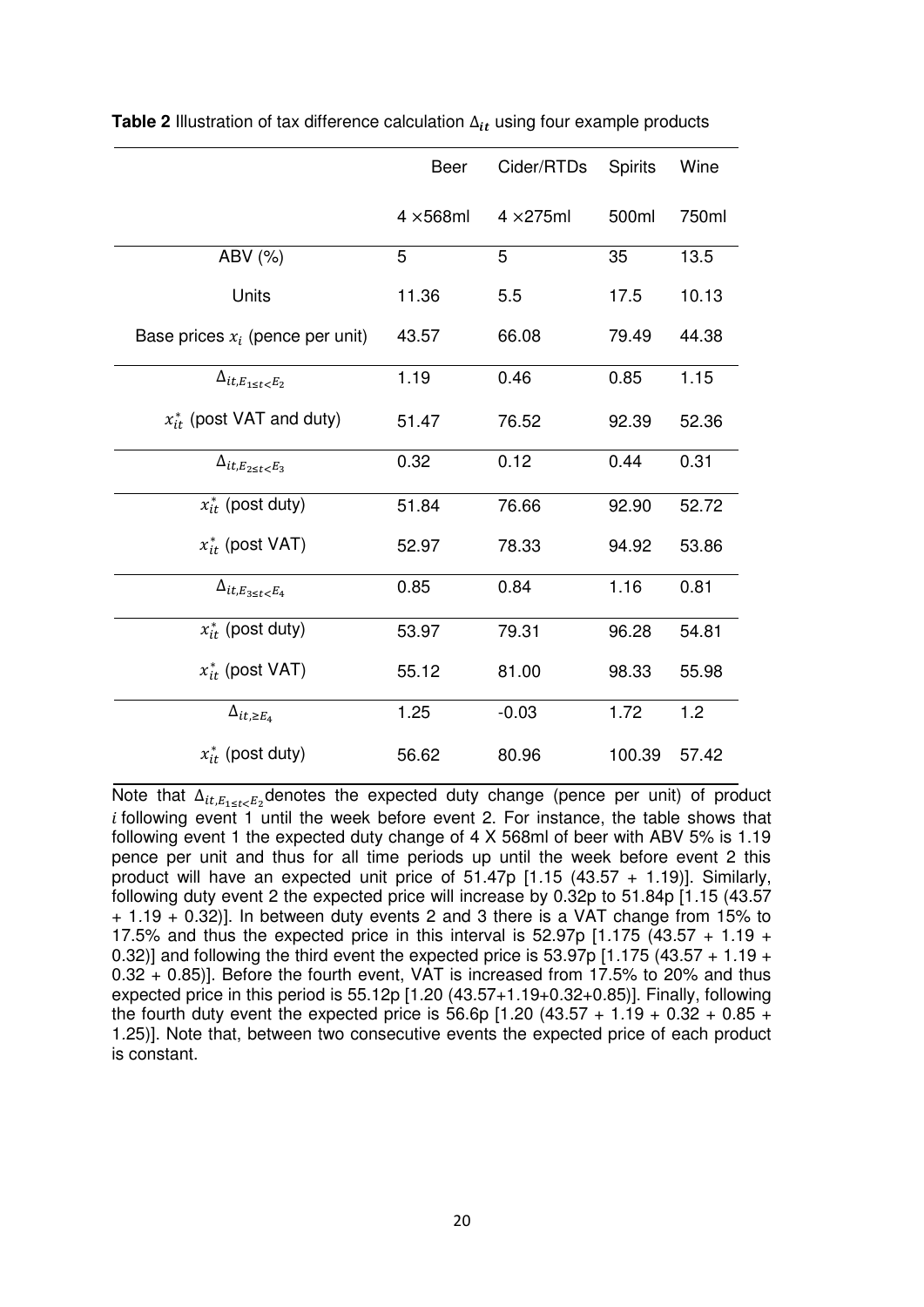**Table 2** Illustration of tax difference calculation $\Delta_{it}$ using four example products

| | Beer | Cider/RTDs | Spirits | Wine |
|---|---|---|---|---|
| | 4 ×568ml | 4 ×275ml | 500ml | 750ml |
| ABV (%) | 5 | 5 | 35 | 13.5 |
| Units | 11.36 | 5.5 | 17.5 | 10.13 |
| Base prices $x_i$ (pence per unit) | 43.57 | 66.08 | 79.49 | 44.38 |
| $\Delta_{it,E_{1 \le t < E_2}}$ | 1.19 | 0.46 | 0.85 | 1.15 |
| $x_{it}^*$ (post VAT and duty) | 51.47 | 76.52 | 92.39 | 52.36 |
| $\Delta_{it,E_{2 \le t < E_3}}$ | 0.32 | 0.12 | 0.44 | 0.31 |
| $x_{it}^*$ (post duty) | 51.84 | 76.66 | 92.90 | 52.72 |
| $x_{it}^*$ (post VAT) | 52.97 | 78.33 | 94.92 | 53.86 |
| $\Delta_{it,E_{3 \le t < E_4}}$ | 0.85 | 0.84 | 1.16 | 0.81 |
| $x_{it}^*$ (post duty) | 53.97 | 79.31 | 96.28 | 54.81 |
| $x_{it}^*$ (post VAT) | 55.12 | 81.00 | 98.33 | 55.98 |
| $\Delta_{it,\ge E_4}$ | 1.25 | -0.03 | 1.72 | 1.2 |
| $x_{it}^*$ (post duty) | 56.62 | 80.96 | 100.39 | 57.42 |

Note that $\Delta_{it,E_{1 \le t < E_2}}$ denotes the expected duty change (pence per unit) of product $i$ following event 1 until the week before event 2. For instance, the table shows that following event 1 the expected duty change of 4 X 568ml of beer with ABV 5% is 1.19 pence per unit and thus for all time periods up until the week before event 2 this product will have an expected unit price of 51.47p [1.15 (43.57 + 1.19)]. Similarly, following duty event 2 the expected price will increase by 0.32p to 51.84p [1.15 (43.57 + 1.19 + 0.32)]. In between duty events 2 and 3 there is a VAT change from 15% to 17.5% and thus the expected price in this interval is 52.97p [1.175 (43.57 + 1.19 + 0.32)] and following the third event the expected price is 53.97p [1.175 (43.57 + 1.19 + 0.32 + 0.85)]. Before the fourth event, VAT is increased from 17.5% to 20% and thus expected price in this period is 55.12p [1.20 (43.57+1.19+0.32+0.85)]. Finally, following the fourth duty event the expected price is 56.6p [1.20 (43.57 + 1.19 + 0.32 + 0.85 + 1.25)]. Note that, between two consecutive events the expected price of each product is constant.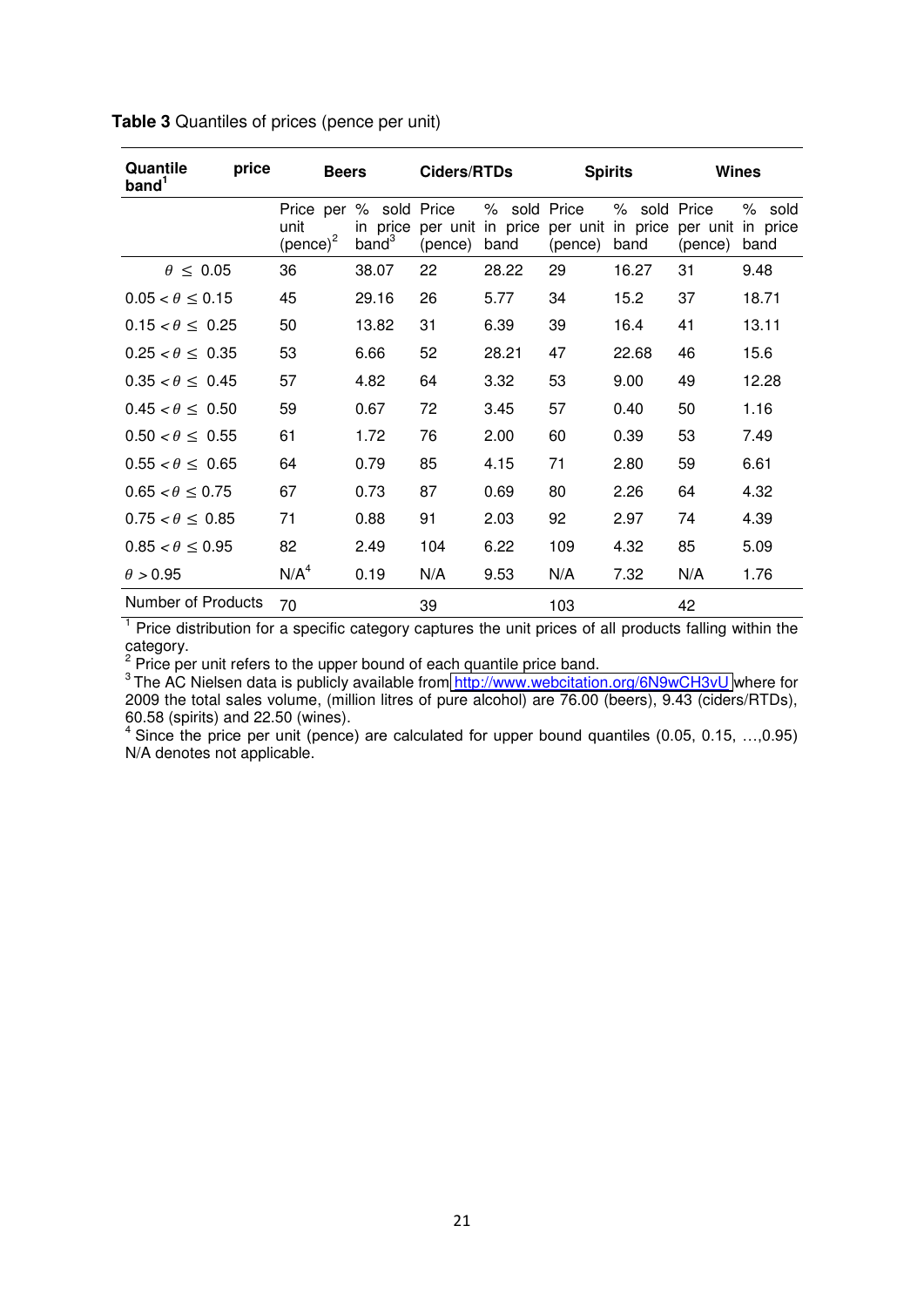**Table 3** Quantiles of prices (pence per unit)

| Quantile price band[1] | Beers | | Ciders/RTDs | | Spirits | | Wines | |
|---|---|---|---|---|---|---|---|---|
| | Price per unit (pence)[2] | % sold in price band[3] | Price per unit (pence) | % sold in price band | Price per unit (pence) | % sold in price band | Price per unit (pence) | % sold in price band |
| $\theta \le 0.05$ | 36 | 38.07 | 22 | 28.22 | 29 | 16.27 | 31 | 9.48 |
| $0.05 < \theta \le 0.15$ | 45 | 29.16 | 26 | 5.77 | 34 | 15.2 | 37 | 18.71 |
| $0.15 < \theta \le 0.25$ | 50 | 13.82 | 31 | 6.39 | 39 | 16.4 | 41 | 13.11 |
| $0.25 < \theta \le 0.35$ | 53 | 6.66 | 52 | 28.21 | 47 | 22.68 | 46 | 15.6 |
| $0.35 < \theta \le 0.45$ | 57 | 4.82 | 64 | 3.32 | 53 | 9.00 | 49 | 12.28 |
| $0.45 < \theta \le 0.50$ | 59 | 0.67 | 72 | 3.45 | 57 | 0.40 | 50 | 1.16 |
| $0.50 < \theta \le 0.55$ | 61 | 1.72 | 76 | 2.00 | 60 | 0.39 | 53 | 7.49 |
| $0.55 < \theta \le 0.65$ | 64 | 0.79 | 85 | 4.15 | 71 | 2.80 | 59 | 6.61 |
| $0.65 < \theta \le 0.75$ | 67 | 0.73 | 87 | 0.69 | 80 | 2.26 | 64 | 4.32 |
| $0.75 < \theta \le 0.85$ | 71 | 0.88 | 91 | 2.03 | 92 | 2.97 | 74 | 4.39 |
| $0.85 < \theta \le 0.95$ | 82 | 2.49 | 104 | 6.22 | 109 | 4.32 | 85 | 5.09 |
| $\theta > 0.95$ | N/A[4] | 0.19 | N/A | 9.53 | N/A | 7.32 | N/A | 1.76 |
| Number of Products | 70 | | 39 | | 103 | | 42 | |

[1] Price distribution for a specific category captures the unit prices of all products falling within the category.
[2] Price per unit refers to the upper bound of each quantile price band.
[3] The AC Nielsen data is publicly available from http://www.webcitation.org/6N9wCH3vU where for 2009 the total sales volume, (million litres of pure alcohol) are 76.00 (beers), 9.43 (ciders/RTDs), 60.58 (spirits) and 22.50 (wines).
[4] Since the price per unit (pence) are calculated for upper bound quantiles (0.05, 0.15, …,0.95) N/A denotes not applicable.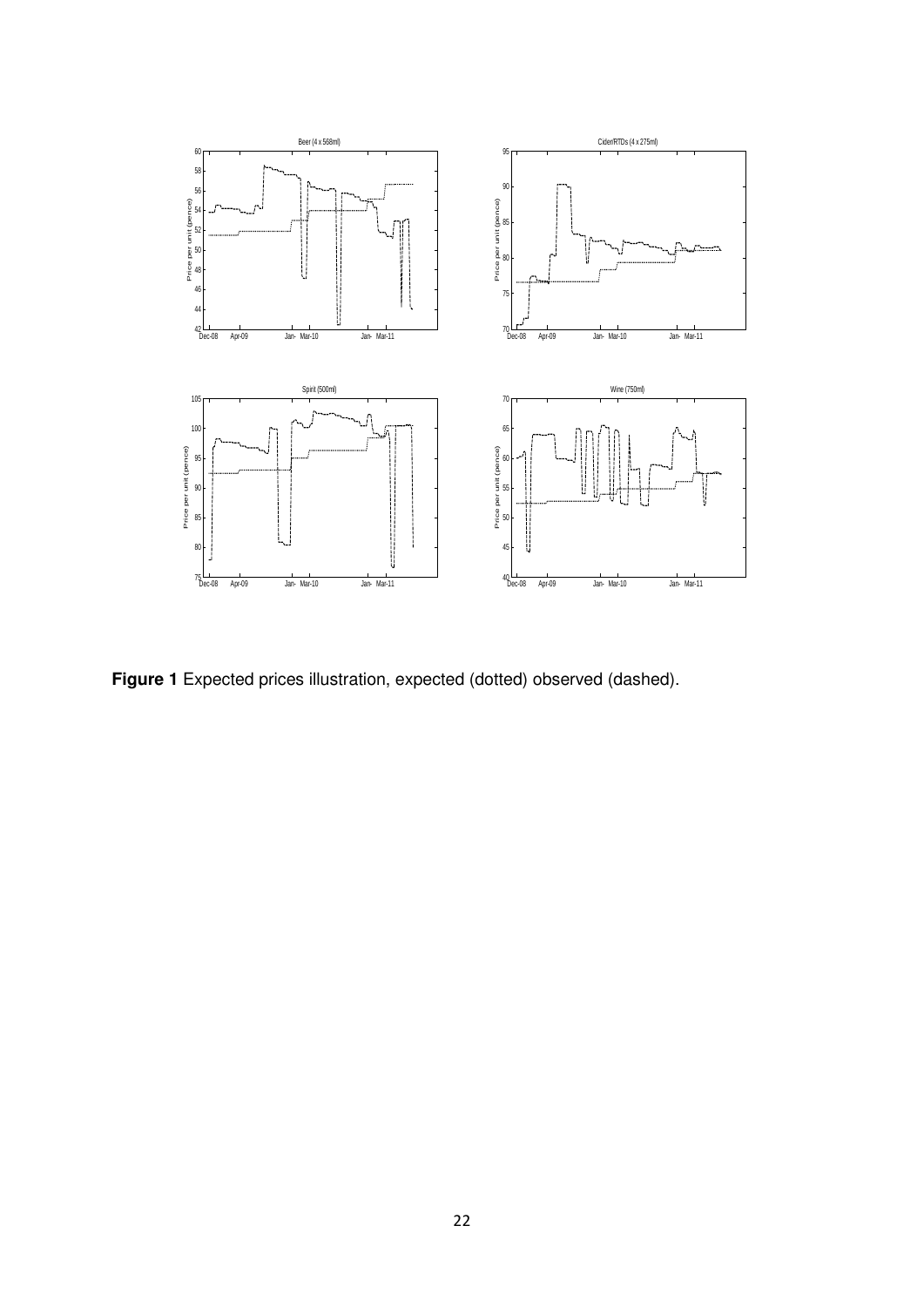**Figure 1** Expected prices illustration, expected (dotted) observed (dashed).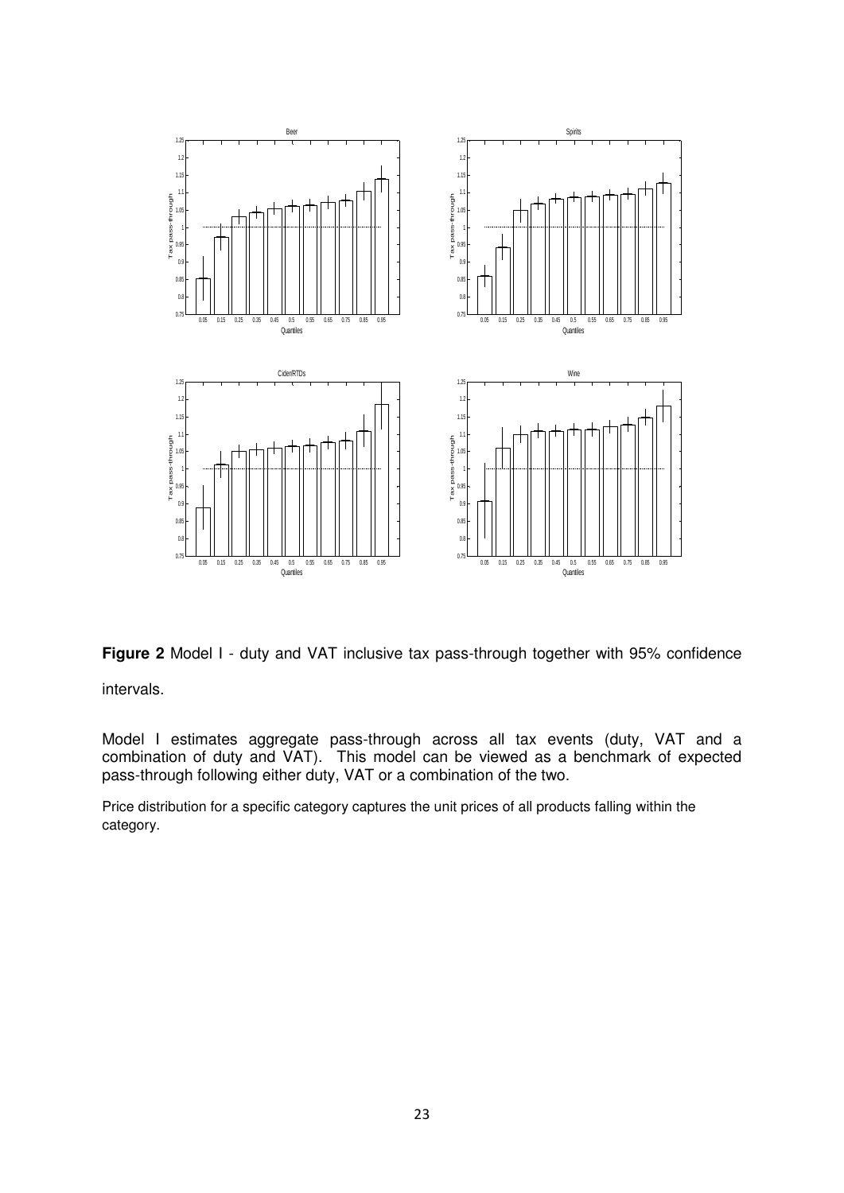Beer

Tax pass-through

1.25
1.2
1.15
1.1
1.05
1
0.95
0.9
0.85
0.8
0.75

0.05 0.15 0.25 0.35 0.45 0.5 0.55 0.65 0.75 0.85 0.95

Quantiles

Spirits

Tax pass-through

1.25
1.2
1.15
1.1
1.05
1
0.95
0.9
0.85
0.8
0.75

0.05 0.15 0.25 0.35 0.45 0.5 0.55 0.65 0.75 0.85 0.95

Quantiles

Cider/RTDs

Tax pass-through

1.25
1.2
1.15
1.1
1.05
1
0.95
0.9
0.85
0.8
0.75

0.05 0.15 0.25 0.35 0.45 0.5 0.55 0.65 0.75 0.85 0.95

Quantiles

Wine

Tax pass-through

1.25
1.2
1.15
1.1
1.05
1
0.95
0.9
0.85
0.8
0.75

0.05 0.15 0.25 0.35 0.45 0.5 0.55 0.65 0.75 0.85 0.95

Quantiles

**Figure 2** Model I - duty and VAT inclusive tax pass-through together with 95% confidence intervals.

Model I estimates aggregate pass-through across all tax events (duty, VAT and a combination of duty and VAT). This model can be viewed as a benchmark of expected pass-through following either duty, VAT or a combination of the two.

Price distribution for a specific category captures the unit prices of all products falling within the category.